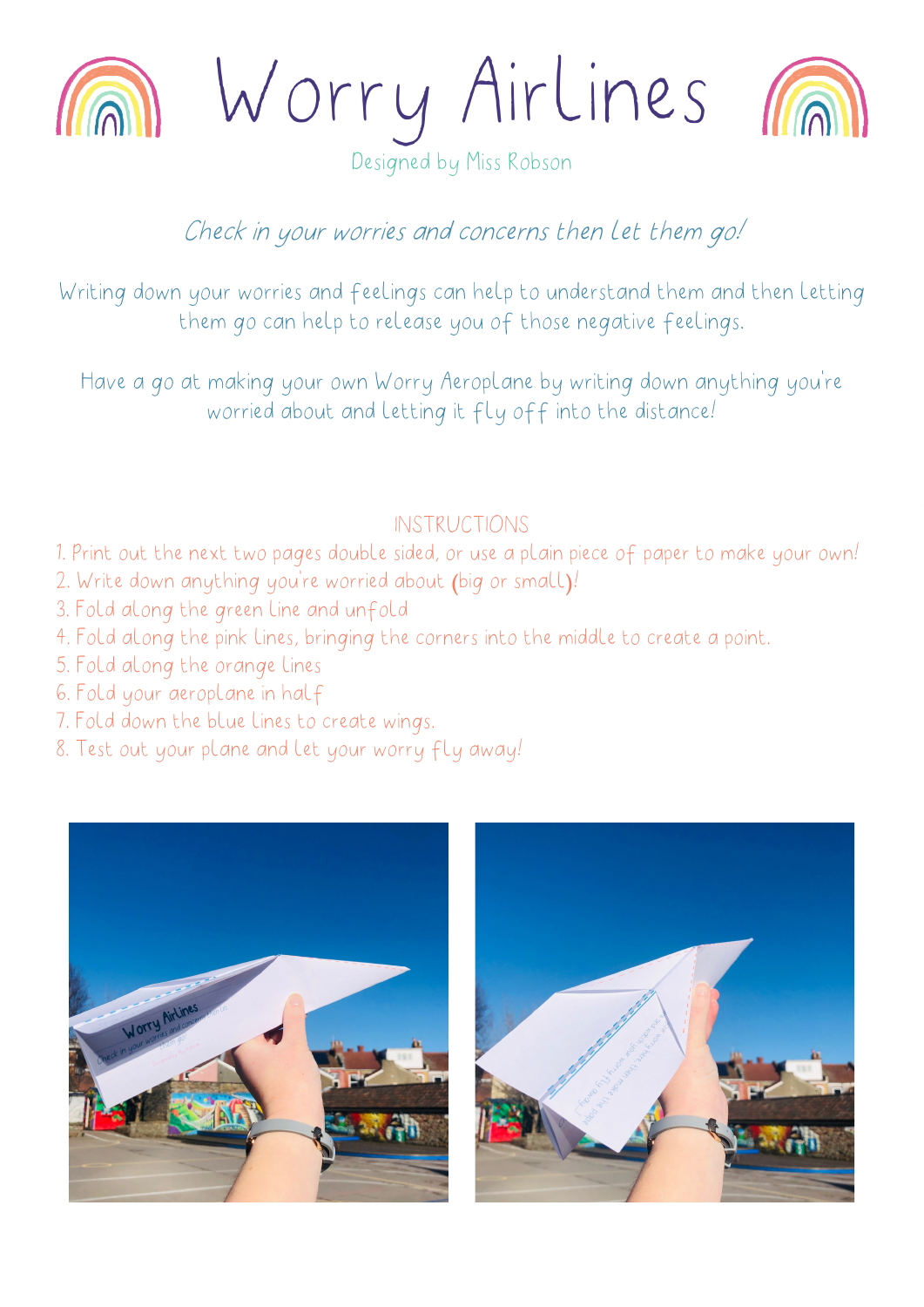# Worry Airlines

Designed by Miss Robson

*Check in your worries and concerns then let them go!*

Writing down your worries and feelings can help to understand them and then letting them go can help to release you of those negative feelings.

Have a go at making your own Worry Aeroplane by writing down anything you're worried about and letting it fly off into the distance!

## INSTRUCTIONS

1. Print out the next two pages double sided, or use a plain piece of paper to make your own!
2. Write down anything you're worried about (big or small)!
3. Fold along the green line and unfold
4. Fold along the pink lines, bringing the corners into the middle to create a point.
5. Fold along the orange lines
6. Fold your aeroplane in half
7. Fold down the blue lines to create wings.
8. Test out your plane and let your worry fly away!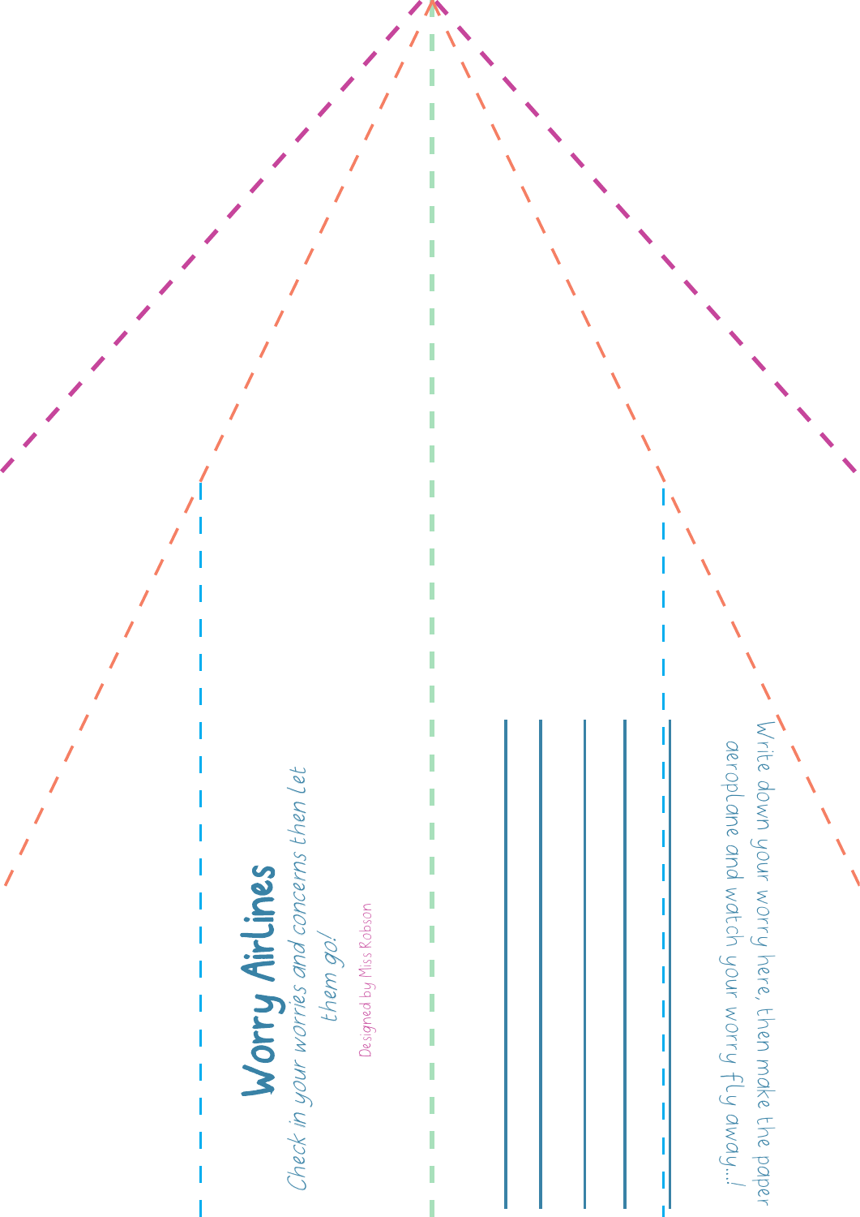# Worry Airlines

Check in your worries and concerns then let them go!

Designed by Miss Robson

Write down your worry here, then make the paper aeroplane and watch your worry fly away...!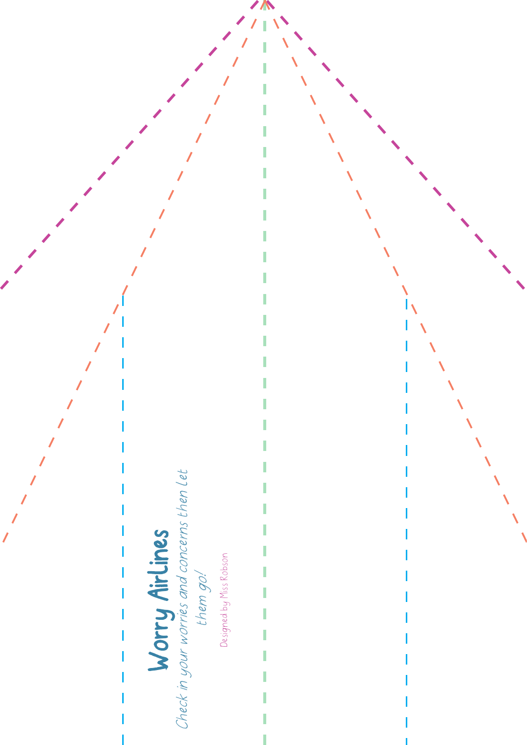# Worry Airlines

Check in your worries and concerns then let them go!

Designed by Miss Robson